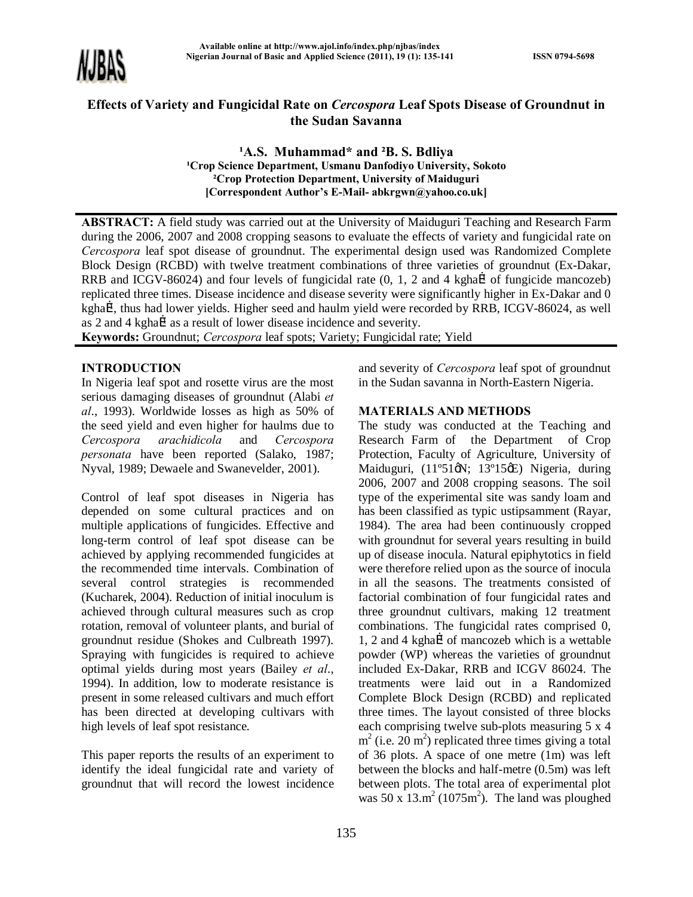Available online at http://www.ajol.info/index.php/njbas/index
Nigerian Journal of Basic and Applied Science (2011), 19 (1): 135-141

ISSN 0794-5698

# Effects of Variety and Fungicidal Rate on *Cercospora* Leaf Spots Disease of Groundnut in the Sudan Savanna

**[1]A.S. Muhammad* and [2]B. S. Bdliya**
[1]Crop Science Department, Usmanu Danfodiyo University, Sokoto
[2]Crop Protection Department, University of Maiduguri
[Correspondent Author's E-Mail- abkrgwn@yahoo.co.uk]

**ABSTRACT:** A field study was carried out at the University of Maiduguri Teaching and Research Farm during the 2006, 2007 and 2008 cropping seasons to evaluate the effects of variety and fungicidal rate on *Cercospora* leaf spot disease of groundnut. The experimental design used was Randomized Complete Block Design (RCBD) with twelve treatment combinations of three varieties of groundnut (Ex-Dakar, RRB and ICGV-86024) and four levels of fungicidal rate (0, 1, 2 and 4 $kgha^{-1}$ of fungicide mancozeb) replicated three times. Disease incidence and disease severity were significantly higher in Ex-Dakar and 0 $kgha^{-1}$, thus had lower yields. Higher seed and haulm yield were recorded by RRB, ICGV-86024, as well as 2 and 4 $kgha^{-1}$ as a result of lower disease incidence and severity.

**Keywords:** Groundnut; *Cercospora* leaf spots; Variety; Fungicidal rate; Yield

## INTRODUCTION

In Nigeria leaf spot and rosette virus are the most serious damaging diseases of groundnut (Alabi *et al*., 1993). Worldwide losses as high as 50% of the seed yield and even higher for haulms due to *Cercospora arachidicola* and *Cercospora personata* have been reported (Salako, 1987; Nyval, 1989; Dewaele and Swanevelder, 2001).

Control of leaf spot diseases in Nigeria has depended on some cultural practices and on multiple applications of fungicides. Effective and long-term control of leaf spot disease can be achieved by applying recommended fungicides at the recommended time intervals. Combination of several control strategies is recommended (Kucharek, 2004). Reduction of initial inoculum is achieved through cultural measures such as crop rotation, removal of volunteer plants, and burial of groundnut residue (Shokes and Culbreath 1997). Spraying with fungicides is required to achieve optimal yields during most years (Bailey *et al*., 1994). In addition, low to moderate resistance is present in some released cultivars and much effort has been directed at developing cultivars with high levels of leaf spot resistance.

This paper reports the results of an experiment to identify the ideal fungicidal rate and variety of groundnut that will record the lowest incidence and severity of *Cercospora* leaf spot of groundnut in the Sudan savanna in North-Eastern Nigeria.

## MATERIALS AND METHODS

The study was conducted at the Teaching and Research Farm of the Department of Crop Protection, Faculty of Agriculture, University of Maiduguri, (11º51'N; 13º15'E) Nigeria, during 2006, 2007 and 2008 cropping seasons. The soil type of the experimental site was sandy loam and has been classified as typic ustipsamment (Rayar, 1984). The area had been continuously cropped with groundnut for several years resulting in build up of disease inocula. Natural epiphytotics in field were therefore relied upon as the source of inocula in all the seasons. The treatments consisted of factorial combination of four fungicidal rates and three groundnut cultivars, making 12 treatment combinations. The fungicidal rates comprised 0, 1, 2 and 4 $kgha^{-1}$ of mancozeb which is a wettable powder (WP) whereas the varieties of groundnut included Ex-Dakar, RRB and ICGV 86024. The treatments were laid out in a Randomized Complete Block Design (RCBD) and replicated three times. The layout consisted of three blocks each comprising twelve sub-plots measuring 5 x 4 $m^2$ (i.e. 20 $m^2$) replicated three times giving a total of 36 plots. A space of one metre (1m) was left between the blocks and half-metre (0.5m) was left between plots. The total area of experimental plot was 50 x 13.$m^2$ (1075$m^2$). The land was ploughed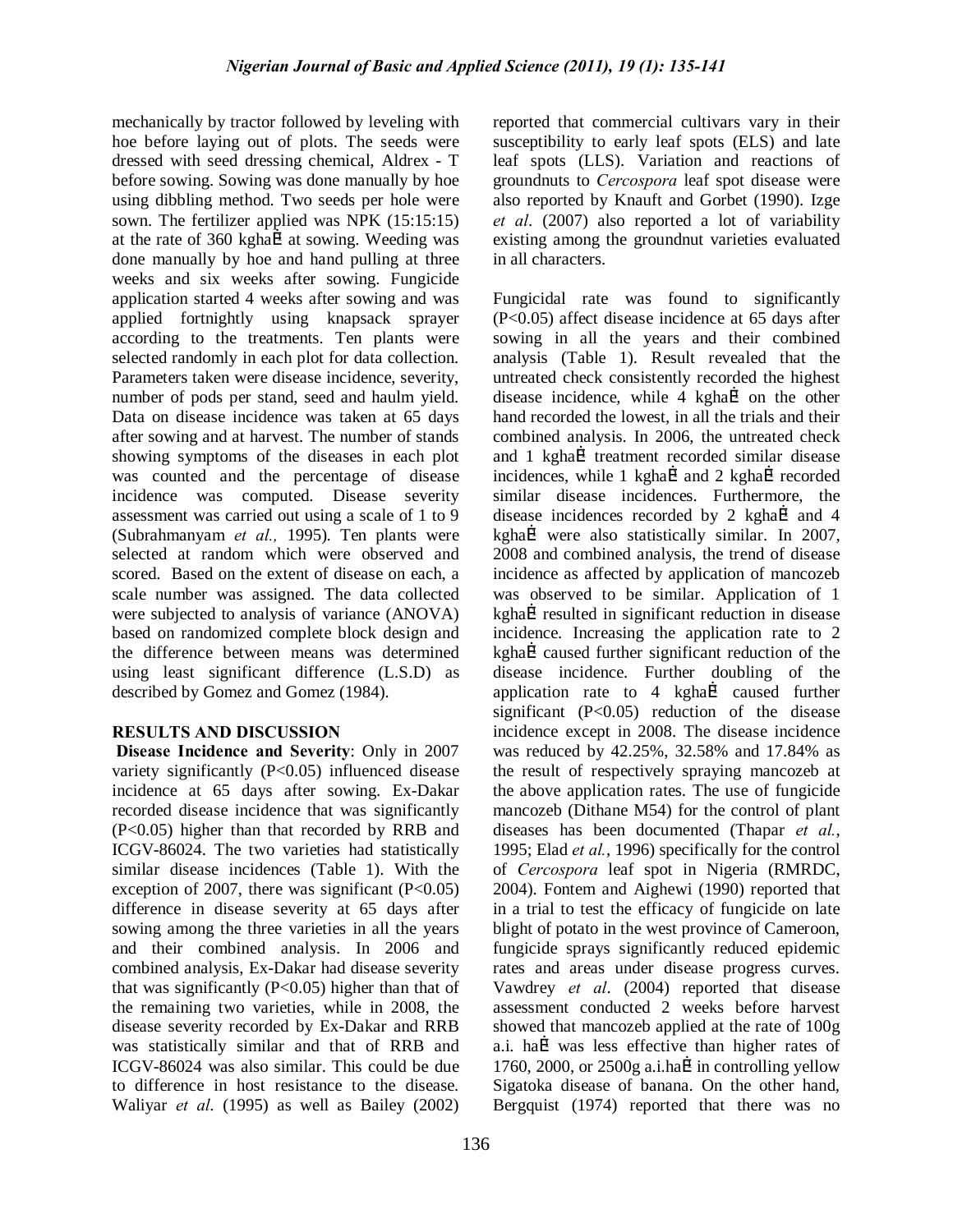mechanically by tractor followed by leveling with hoe before laying out of plots. The seeds were dressed with seed dressing chemical, Aldrex - T before sowing. Sowing was done manually by hoe using dibbling method. Two seeds per hole were sown. The fertilizer applied was NPK (15:15:15) at the rate of 360 $kgha^{-1}$ at sowing. Weeding was done manually by hoe and hand pulling at three weeks and six weeks after sowing. Fungicide application started 4 weeks after sowing and was applied fortnightly using knapsack sprayer according to the treatments. Ten plants were selected randomly in each plot for data collection. Parameters taken were disease incidence, severity, number of pods per stand, seed and haulm yield. Data on disease incidence was taken at 65 days after sowing and at harvest. The number of stands showing symptoms of the diseases in each plot was counted and the percentage of disease incidence was computed. Disease severity assessment was carried out using a scale of 1 to 9 (Subrahmanyam *et al.,* 1995). Ten plants were selected at random which were observed and scored. Based on the extent of disease on each, a scale number was assigned. The data collected were subjected to analysis of variance (ANOVA) based on randomized complete block design and the difference between means was determined using least significant difference (L.S.D) as described by Gomez and Gomez (1984).

## RESULTS AND DISCUSSION

**Disease Incidence and Severity**: Only in 2007 variety significantly ($P<0.05$) influenced disease incidence at 65 days after sowing. Ex-Dakar recorded disease incidence that was significantly ($P<0.05$) higher than that recorded by RRB and ICGV-86024. The two varieties had statistically similar disease incidences (Table 1). With the exception of 2007, there was significant ($P<0.05$) difference in disease severity at 65 days after sowing among the three varieties in all the years and their combined analysis. In 2006 and combined analysis, Ex-Dakar had disease severity that was significantly ($P<0.05$) higher than that of the remaining two varieties, while in 2008, the disease severity recorded by Ex-Dakar and RRB was statistically similar and that of RRB and ICGV-86024 was also similar. This could be due to difference in host resistance to the disease. Waliyar *et al*. (1995) as well as Bailey (2002) reported that commercial cultivars vary in their susceptibility to early leaf spots (ELS) and late leaf spots (LLS). Variation and reactions of groundnuts to *Cercospora* leaf spot disease were also reported by Knauft and Gorbet (1990). Izge *et al*. (2007) also reported a lot of variability existing among the groundnut varieties evaluated in all characters.

Fungicidal rate was found to significantly ($P<0.05$) affect disease incidence at 65 days after sowing in all the years and their combined analysis (Table 1). Result revealed that the untreated check consistently recorded the highest disease incidence, while 4 $kgha^{-1}$ on the other hand recorded the lowest, in all the trials and their combined analysis. In 2006, the untreated check and 1 $kgha^{-1}$ treatment recorded similar disease incidences, while 1 $kgha^{-1}$ and 2 $kgha^{-1}$ recorded similar disease incidences. Furthermore, the disease incidences recorded by 2 $kgha^{-1}$ and 4 $kgha^{-1}$ were also statistically similar. In 2007, 2008 and combined analysis, the trend of disease incidence as affected by application of mancozeb was observed to be similar. Application of 1 $kgha^{-1}$ resulted in significant reduction in disease incidence. Increasing the application rate to 2 $kgha^{-1}$ caused further significant reduction of the disease incidence. Further doubling of the application rate to 4 $kgha^{-1}$ caused further significant ($P<0.05$) reduction of the disease incidence except in 2008. The disease incidence was reduced by 42.25%, 32.58% and 17.84% as the result of respectively spraying mancozeb at the above application rates. The use of fungicide mancozeb (Dithane M54) for the control of plant diseases has been documented (Thapar *et al.*, 1995; Elad *et al.*, 1996) specifically for the control of *Cercospora* leaf spot in Nigeria (RMRDC, 2004). Fontem and Aighewi (1990) reported that in a trial to test the efficacy of fungicide on late blight of potato in the west province of Cameroon, fungicide sprays significantly reduced epidemic rates and areas under disease progress curves. Vawdrey *et al*. (2004) reported that disease assessment conducted 2 weeks before harvest showed that mancozeb applied at the rate of 100g a.i. $ha^{-1}$ was less effective than higher rates of 1760, 2000, or 2500g a.i.$ha^{-1}$ in controlling yellow Sigatoka disease of banana. On the other hand, Bergquist (1974) reported that there was no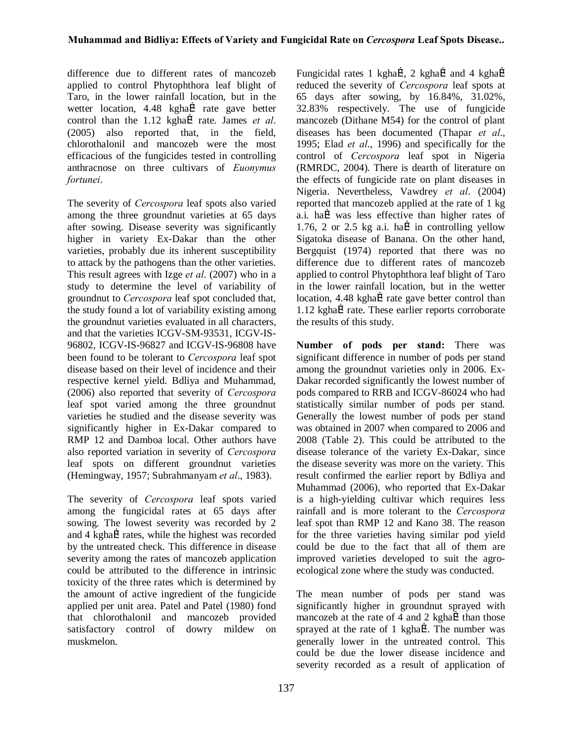difference due to different rates of mancozeb applied to control Phytophthora leaf blight of Taro, in the lower rainfall location, but in the wetter location, 4.48 kgha$^{-1}$ rate gave better control than the 1.12 kgha$^{-1}$ rate. James *et al*. (2005) also reported that, in the field, chlorothalonil and mancozeb were the most efficacious of the fungicides tested in controlling anthracnose on three cultivars of *Euonymus fortunei*.

The severity of *Cercospora* leaf spots also varied among the three groundnut varieties at 65 days after sowing. Disease severity was significantly higher in variety Ex-Dakar than the other varieties, probably due its inherent susceptibility to attack by the pathogens than the other varieties. This result agrees with Izge *et al*. (2007) who in a study to determine the level of variability of groundnut to *Cercospora* leaf spot concluded that, the study found a lot of variability existing among the groundnut varieties evaluated in all characters, and that the varieties ICGV-SM-93531, ICGV-IS-96802, ICGV-IS-96827 and ICGV-IS-96808 have been found to be tolerant to *Cercospora* leaf spot disease based on their level of incidence and their respective kernel yield. Bdliya and Muhammad, (2006) also reported that severity of *Cercospora* leaf spot varied among the three groundnut varieties he studied and the disease severity was significantly higher in Ex-Dakar compared to RMP 12 and Damboa local. Other authors have also reported variation in severity of *Cercospora* leaf spots on different groundnut varieties (Hemingway, 1957; Subrahmanyam *et al*., 1983).

The severity of *Cercospora* leaf spots varied among the fungicidal rates at 65 days after sowing. The lowest severity was recorded by 2 and 4 kgha$^{-1}$ rates, while the highest was recorded by the untreated check. This difference in disease severity among the rates of mancozeb application could be attributed to the difference in intrinsic toxicity of the three rates which is determined by the amount of active ingredient of the fungicide applied per unit area. Patel and Patel (1980) fond that chlorothalonil and mancozeb provided satisfactory control of dowry mildew on muskmelon.

Fungicidal rates 1 kgha$^{-1}$, 2 kgha$^{-1}$ and 4 kgha$^{-1}$ reduced the severity of *Cercospora* leaf spots at 65 days after sowing, by 16.84%, 31.02%, 32.83% respectively. The use of fungicide mancozeb (Dithane M54) for the control of plant diseases has been documented (Thapar *et al*., 1995; Elad *et al*., 1996) and specifically for the control of *Cercospora* leaf spot in Nigeria (RMRDC, 2004). There is dearth of literature on the effects of fungicide rate on plant diseases in Nigeria. Nevertheless, Vawdrey *et al*. (2004) reported that mancozeb applied at the rate of 1 kg a.i. ha$^{-1}$ was less effective than higher rates of 1.76, 2 or 2.5 kg a.i. ha$^{-1}$ in controlling yellow Sigatoka disease of Banana. On the other hand, Bergquist (1974) reported that there was no difference due to different rates of mancozeb applied to control Phytophthora leaf blight of Taro in the lower rainfall location, but in the wetter location, 4.48 kgha$^{-1}$ rate gave better control than 1.12 kgha$^{-1}$ rate. These earlier reports corroborate the results of this study.

**Number of pods per stand:** There was significant difference in number of pods per stand among the groundnut varieties only in 2006. Ex-Dakar recorded significantly the lowest number of pods compared to RRB and ICGV-86024 who had statistically similar number of pods per stand. Generally the lowest number of pods per stand was obtained in 2007 when compared to 2006 and 2008 (Table 2). This could be attributed to the disease tolerance of the variety Ex-Dakar, since the disease severity was more on the variety. This result confirmed the earlier report by Bdliya and Muhammad (2006), who reported that Ex-Dakar is a high-yielding cultivar which requires less rainfall and is more tolerant to the *Cercospora* leaf spot than RMP 12 and Kano 38. The reason for the three varieties having similar pod yield could be due to the fact that all of them are improved varieties developed to suit the agro-ecological zone where the study was conducted.

The mean number of pods per stand was significantly higher in groundnut sprayed with mancozeb at the rate of 4 and 2 kgha$^{-1}$ than those sprayed at the rate of 1 kgha$^{-1}$. The number was generally lower in the untreated control. This could be due the lower disease incidence and severity recorded as a result of application of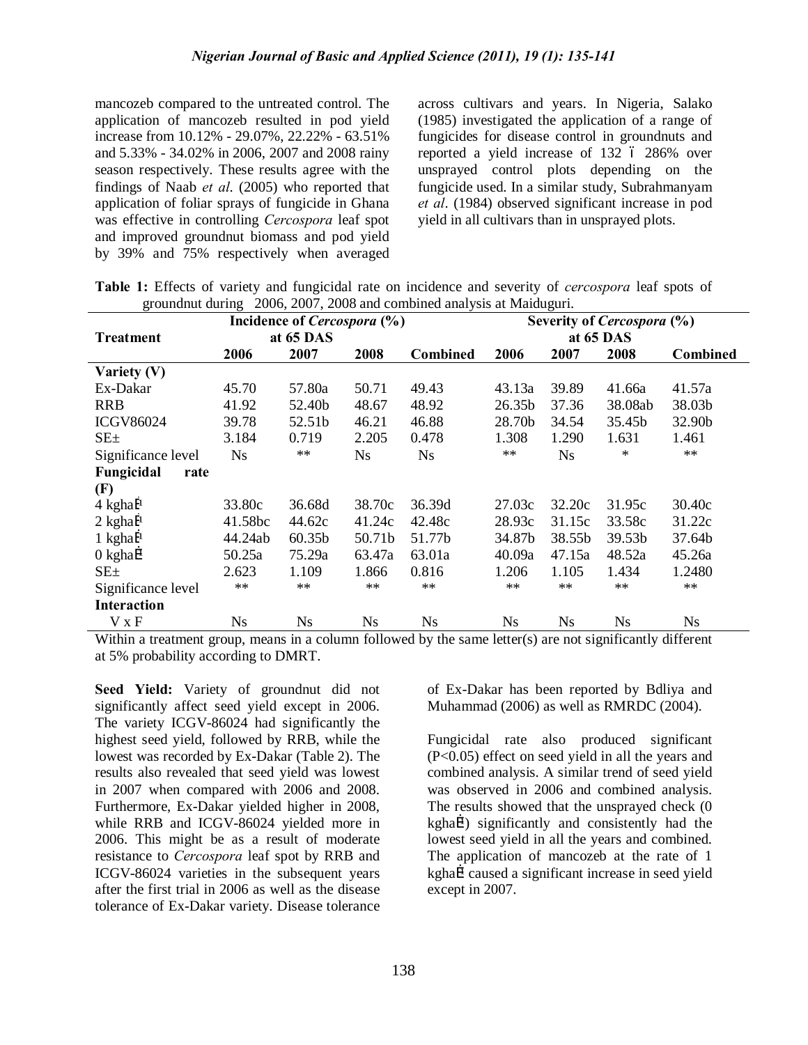mancozeb compared to the untreated control. The application of mancozeb resulted in pod yield increase from 10.12% - 29.07%, 22.22% - 63.51% and 5.33% - 34.02% in 2006, 2007 and 2008 rainy season respectively. These results agree with the findings of Naab *et al*. (2005) who reported that application of foliar sprays of fungicide in Ghana was effective in controlling *Cercospora* leaf spot and improved groundnut biomass and pod yield by 39% and 75% respectively when averaged across cultivars and years. In Nigeria, Salako (1985) investigated the application of a range of fungicides for disease control in groundnuts and reported a yield increase of 132 – 286% over unsprayed control plots depending on the fungicide used. In a similar study, Subrahmanyam *et al*. (1984) observed significant increase in pod yield in all cultivars than in unsprayed plots.

**Table 1:** Effects of variety and fungicidal rate on incidence and severity of *cercospora* leaf spots of groundnut during 2006, 2007, 2008 and combined analysis at Maiduguri.

| Treatment | Incidence of *Cercospora* (%) at 65 DAS | | | | Severity of *Cercospora* (%) at 65 DAS | | | |
|---|---|---|---|---|---|---|---|---|
| | 2006 | 2007 | 2008 | Combined | 2006 | 2007 | 2008 | Combined |
| **Variety (V)** | | | | | | | | |
| Ex-Dakar | 45.70 | 57.80a | 50.71 | 49.43 | 43.13a | 39.89 | 41.66a | 41.57a |
| RRB | 41.92 | 52.40b | 48.67 | 48.92 | 26.35b | 37.36 | 38.08ab | 38.03b |
| ICGV86024 | 39.78 | 52.51b | 46.21 | 46.88 | 28.70b | 34.54 | 35.45b | 32.90b |
| SE± | 3.184 | 0.719 | 2.205 | 0.478 | 1.308 | 1.290 | 1.631 | 1.461 |
| Significance level | Ns | ** | Ns | Ns | ** | Ns | * | ** |
| **Fungicidal rate (F)** | | | | | | | | |
| 4 $kgha^{-1}$ | 33.80c | 36.68d | 38.70c | 36.39d | 27.03c | 32.20c | 31.95c | 30.40c |
| 2 $kgha^{-1}$ | 41.58bc | 44.62c | 41.24c | 42.48c | 28.93c | 31.15c | 33.58c | 31.22c |
| 1 $kgha^{-1}$ | 44.24ab | 60.35b | 50.71b | 51.77b | 34.87b | 38.55b | 39.53b | 37.64b |
| 0 $kgha^{-1}$ | 50.25a | 75.29a | 63.47a | 63.01a | 40.09a | 47.15a | 48.52a | 45.26a |
| SE± | 2.623 | 1.109 | 1.866 | 0.816 | 1.206 | 1.105 | 1.434 | 1.2480 |
| Significance level | ** | ** | ** | ** | ** | ** | ** | ** |
| **Interaction** | | | | | | | | |
| V x F | Ns | Ns | Ns | Ns | Ns | Ns | Ns | Ns |

Within a treatment group, means in a column followed by the same letter(s) are not significantly different at 5% probability according to DMRT.

**Seed Yield:** Variety of groundnut did not significantly affect seed yield except in 2006. The variety ICGV-86024 had significantly the highest seed yield, followed by RRB, while the lowest was recorded by Ex-Dakar (Table 2). The results also revealed that seed yield was lowest in 2007 when compared with 2006 and 2008. Furthermore, Ex-Dakar yielded higher in 2008, while RRB and ICGV-86024 yielded more in 2006. This might be as a result of moderate resistance to *Cercospora* leaf spot by RRB and ICGV-86024 varieties in the subsequent years after the first trial in 2006 as well as the disease tolerance of Ex-Dakar variety. Disease tolerance of Ex-Dakar has been reported by Bdliya and Muhammad (2006) as well as RMRDC (2004).

Fungicidal rate also produced significant ($P<0.05$) effect on seed yield in all the years and combined analysis. A similar trend of seed yield was observed in 2006 and combined analysis. The results showed that the unsprayed check (0 $kgha^{-1}$) significantly and consistently had the lowest seed yield in all the years and combined. The application of mancozeb at the rate of 1 $kgha^{-1}$ caused a significant increase in seed yield except in 2007.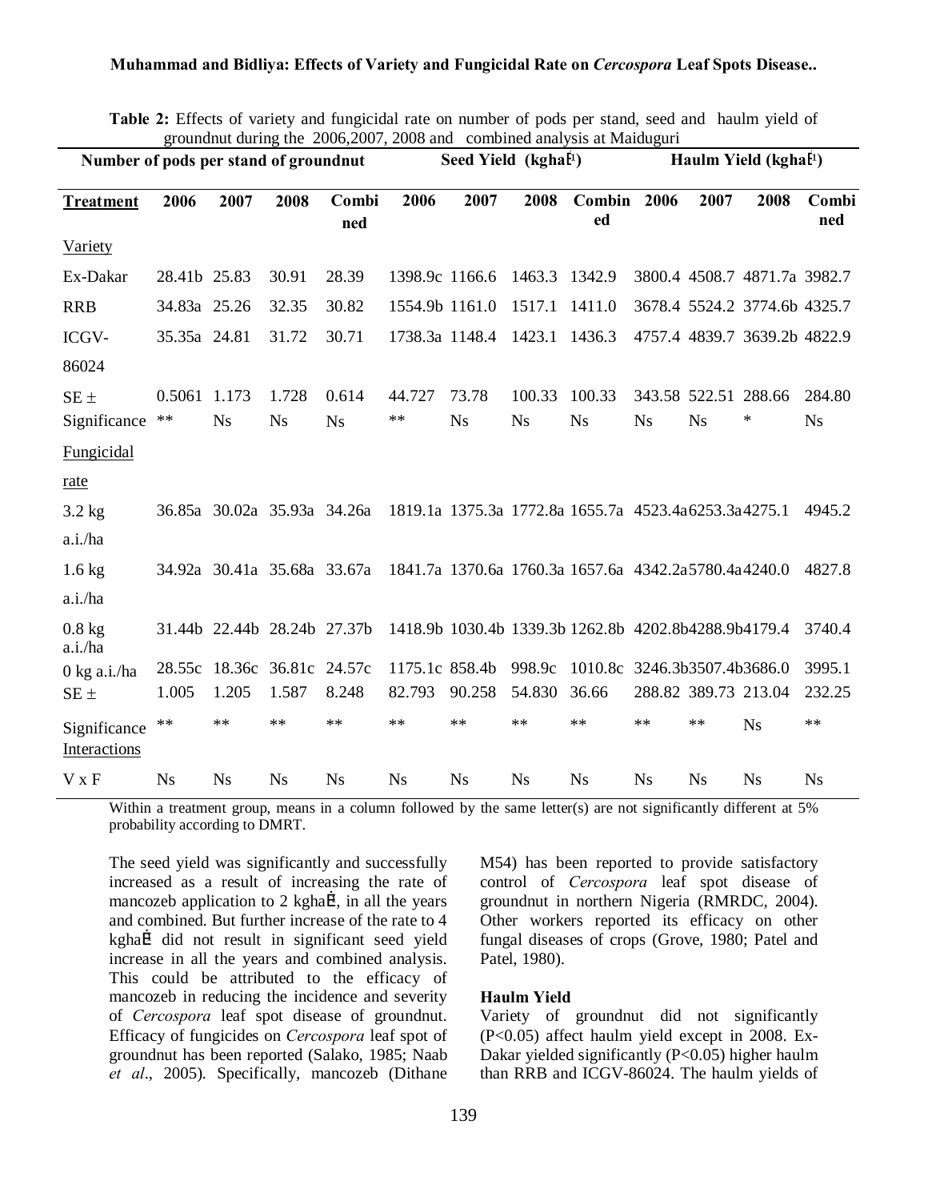**Table 2:** Effects of variety and fungicidal rate on number of pods per stand, seed and haulm yield of groundnut during the 2006,2007, 2008 and combined analysis at Maiduguri

| Number of pods per stand of groundnut | | | | | Seed Yield (kgha$^{-1}$) | | | | Haulm Yield (kgha$^{-1}$) | | | |
|---|---|---|---|---|---|---|---|---|---|---|---|---|
| **Treatment** | **2006** | **2007** | **2008** | **Combined** | **2006** | **2007** | **2008** | **Combined** | **2006** | **2007** | **2008** | **Combined** |
| Variety | | | | | | | | | | | | |
| Ex-Dakar | 28.41b | 25.83 | 30.91 | 28.39 | 1398.9c | 1166.6 | 1463.3 | 1342.9 | 3800.4 | 4508.7 | 4871.7a | 3982.7 |
| RRB | 34.83a | 25.26 | 32.35 | 30.82 | 1554.9b | 1161.0 | 1517.1 | 1411.0 | 3678.4 | 5524.2 | 3774.6b | 4325.7 |
| ICGV-86024 | 35.35a | 24.81 | 31.72 | 30.71 | 1738.3a | 1148.4 | 1423.1 | 1436.3 | 4757.4 | 4839.7 | 3639.2b | 4822.9 |
| SE ± | 0.5061 | 1.173 | 1.728 | 0.614 | 44.727 | 73.78 | 100.33 | 100.33 | 343.58 | 522.51 | 288.66 | 284.80 |
| Significance | ** | Ns | Ns | Ns | ** | Ns | Ns | Ns | Ns | Ns | * | Ns |
| Fungicidal rate | | | | | | | | | | | | |
| 3.2 kg a.i./ha | 36.85a | 30.02a | 35.93a | 34.26a | 1819.1a | 1375.3a | 1772.8a | 1655.7a | 4523.4a | 6253.3a | 4275.1 | 4945.2 |
| 1.6 kg a.i./ha | 34.92a | 30.41a | 35.68a | 33.67a | 1841.7a | 1370.6a | 1760.3a | 1657.6a | 4342.2a | 5780.4a | 4240.0 | 4827.8 |
| 0.8 kg a.i./ha | 31.44b | 22.44b | 28.24b | 27.37b | 1418.9b | 1030.4b | 1339.3b | 1262.8b | 4202.8b | 4288.9b | 4179.4 | 3740.4 |
| 0 kg a.i./ha | 28.55c | 18.36c | 36.81c | 24.57c | 1175.1c | 858.4b | 998.9c | 1010.8c | 3246.3b | 3507.4b | 3686.0 | 3995.1 |
| SE ± | 1.005 | 1.205 | 1.587 | 8.248 | 82.793 | 90.258 | 54.830 | 36.66 | 288.82 | 389.73 | 213.04 | 232.25 |
| Significance | ** | ** | ** | ** | ** | ** | ** | ** | ** | ** | Ns | ** |
| Interactions | | | | | | | | | | | | |
| V x F | Ns | Ns | Ns | Ns | Ns | Ns | Ns | Ns | Ns | Ns | Ns | Ns |

Within a treatment group, means in a column followed by the same letter(s) are not significantly different at 5% probability according to DMRT.

The seed yield was significantly and successfully increased as a result of increasing the rate of mancozeb application to 2 kgha$^{-1}$, in all the years and combined. But further increase of the rate to 4 kgha$^{-1}$ did not result in significant seed yield increase in all the years and combined analysis. This could be attributed to the efficacy of mancozeb in reducing the incidence and severity of *Cercospora* leaf spot disease of groundnut. Efficacy of fungicides on *Cercospora* leaf spot of groundnut has been reported (Salako, 1985; Naab *et al*., 2005). Specifically, mancozeb (Dithane M54) has been reported to provide satisfactory control of *Cercospora* leaf spot disease of groundnut in northern Nigeria (RMRDC, 2004). Other workers reported its efficacy on other fungal diseases of crops (Grove, 1980; Patel and Patel, 1980).

### Haulm Yield

Variety of groundnut did not significantly ($P<0.05$) affect haulm yield except in 2008. Ex-Dakar yielded significantly ($P<0.05$) higher haulm than RRB and ICGV-86024. The haulm yields of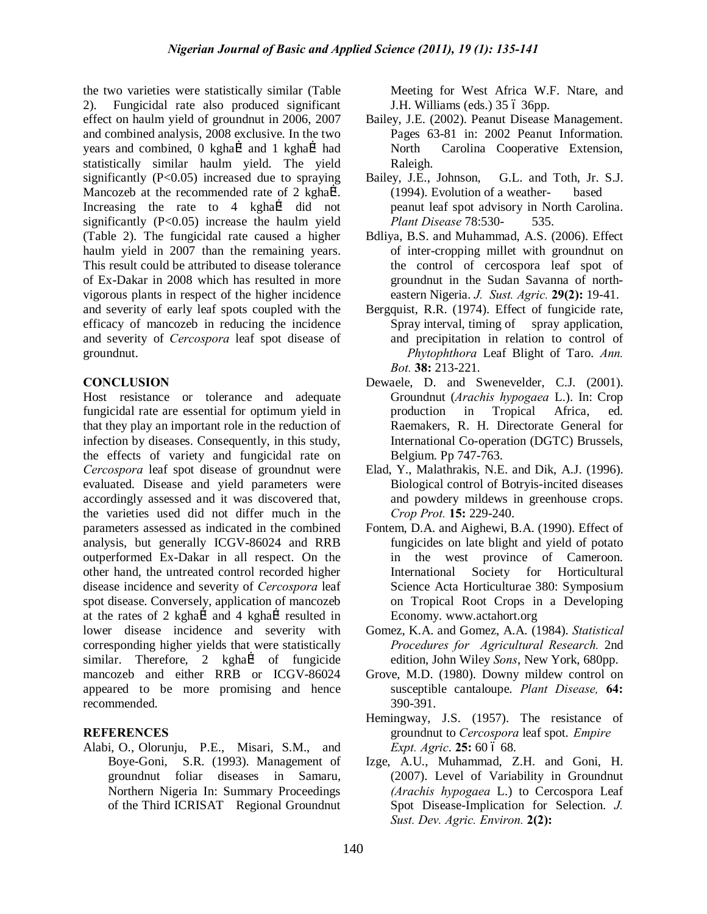the two varieties were statistically similar (Table 2). Fungicidal rate also produced significant effect on haulm yield of groundnut in 2006, 2007 and combined analysis, 2008 exclusive. In the two years and combined, 0 kgha$^{-1}$ and 1 kgha$^{-1}$ had statistically similar haulm yield. The yield significantly (P<0.05) increased due to spraying Mancozeb at the recommended rate of 2 kgha$^{-1}$. Increasing the rate to 4 kgha$^{-1}$ did not significantly (P<0.05) increase the haulm yield (Table 2). The fungicidal rate caused a higher haulm yield in 2007 than the remaining years. This result could be attributed to disease tolerance of Ex-Dakar in 2008 which has resulted in more vigorous plants in respect of the higher incidence and severity of early leaf spots coupled with the efficacy of mancozeb in reducing the incidence and severity of *Cercospora* leaf spot disease of groundnut.

## CONCLUSION

Host resistance or tolerance and adequate fungicidal rate are essential for optimum yield in that they play an important role in the reduction of infection by diseases. Consequently, in this study, the effects of variety and fungicidal rate on *Cercospora* leaf spot disease of groundnut were evaluated. Disease and yield parameters were accordingly assessed and it was discovered that, the varieties used did not differ much in the parameters assessed as indicated in the combined analysis, but generally ICGV-86024 and RRB outperformed Ex-Dakar in all respect. On the other hand, the untreated control recorded higher disease incidence and severity of *Cercospora* leaf spot disease. Conversely, application of mancozeb at the rates of 2 kgha$^{-1}$ and 4 kgha$^{-1}$ resulted in lower disease incidence and severity with corresponding higher yields that were statistically similar. Therefore, 2 kgha$^{-1}$ of fungicide mancozeb and either RRB or ICGV-86024 appeared to be more promising and hence recommended.

## REFERENCES

Alabi, O., Olorunju, P.E., Misari, S.M., and Boye-Goni, S.R. (1993). Management of groundnut foliar diseases in Samaru, Northern Nigeria In: Summary Proceedings of the Third ICRISAT Regional Groundnut Meeting for West Africa W.F. Ntare, and J.H. Williams (eds.) 35 – 36pp.

Bailey, J.E. (2002). Peanut Disease Management. Pages 63-81 in: 2002 Peanut Information. North Carolina Cooperative Extension, Raleigh.

Bailey, J.E., Johnson, G.L. and Toth, Jr. S.J. (1994). Evolution of a weather- based peanut leaf spot advisory in North Carolina. *Plant Disease* 78:530- 535.

Bdliya, B.S. and Muhammad, A.S. (2006). Effect of inter-cropping millet with groundnut on the control of cercospora leaf spot of groundnut in the Sudan Savanna of north-eastern Nigeria. *J. Sust. Agric.* **29(2):** 19-41.

Bergquist, R.R. (1974). Effect of fungicide rate, Spray interval, timing of spray application, and precipitation in relation to control of *Phytophthora* Leaf Blight of Taro. *Ann. Bot.* **38:** 213-221.

Dewaele, D. and Swenevelder, C.J. (2001). Groundnut (*Arachis hypogaea* L.). In: Crop production in Tropical Africa, ed. Raemakers, R. H. Directorate General for International Co-operation (DGTC) Brussels, Belgium. Pp 747-763.

Elad, Y., Malathrakis, N.E. and Dik, A.J. (1996). Biological control of Botryis-incited diseases and powdery mildews in greenhouse crops. *Crop Prot.* **15:** 229-240.

Fontem, D.A. and Aighewi, B.A. (1990). Effect of fungicides on late blight and yield of potato in the west province of Cameroon. International Society for Horticultural Science Acta Horticulturae 380: Symposium on Tropical Root Crops in a Developing Economy. www.actahort.org

Gomez, K.A. and Gomez, A.A. (1984). *Statistical Procedures for Agricultural Research.* 2nd edition, John Wiley *Sons*, New York, 680pp.

Grove, M.D. (1980). Downy mildew control on susceptible cantaloupe. *Plant Disease,* **64:** 390-391.

Hemingway, J.S. (1957). The resistance of groundnut to *Cercospora* leaf spot. *Empire Expt. Agric*. **25:** 60 – 68.

Izge, A.U., Muhammad, Z.H. and Goni, H. (2007). Level of Variability in Groundnut *(Arachis hypogaea* L.) to Cercospora Leaf Spot Disease-Implication for Selection. *J. Sust. Dev. Agric. Environ.* **2(2):**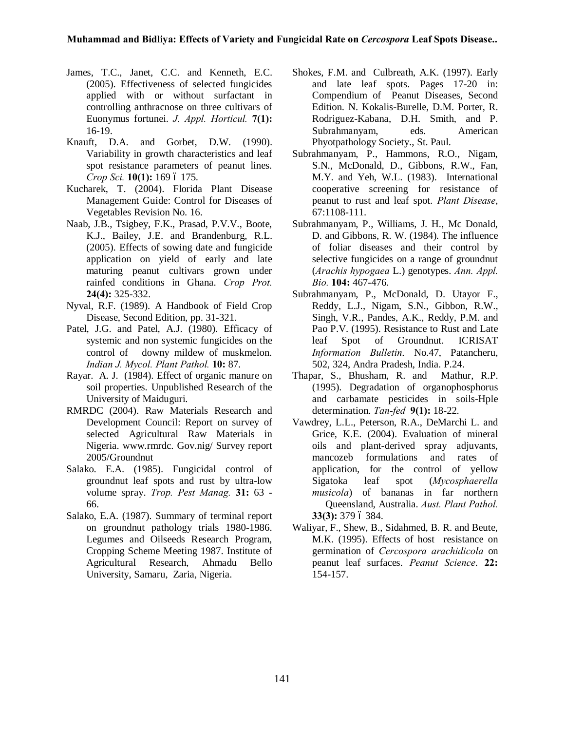James, T.C., Janet, C.C. and Kenneth, E.C. (2005). Effectiveness of selected fungicides applied with or without surfactant in controlling anthracnose on three cultivars of Euonymus fortunei. *J. Appl. Horticul.* **7(1):** 16-19.

Knauft, D.A. and Gorbet, D.W. (1990). Variability in growth characteristics and leaf spot resistance parameters of peanut lines. *Crop Sci.* **10(1):** 169 ó 175.

Kucharek, T. (2004). Florida Plant Disease Management Guide: Control for Diseases of Vegetables Revision No. 16.

Naab, J.B., Tsigbey, F.K., Prasad, P.V.V., Boote, K.J., Bailey, J.E. and Brandenburg, R.L. (2005). Effects of sowing date and fungicide application on yield of early and late maturing peanut cultivars grown under rainfed conditions in Ghana. *Crop Prot.* **24(4):** 325-332.

Nyval, R.F. (1989). A Handbook of Field Crop Disease, Second Edition, pp. 31-321.

Patel, J.G. and Patel, A.J. (1980). Efficacy of systemic and non systemic fungicides on the control of downy mildew of muskmelon. *Indian J. Mycol. Plant Pathol.* **10:** 87.

Rayar. A. J. (1984). Effect of organic manure on soil properties. Unpublished Research of the University of Maiduguri.

RMRDC (2004). Raw Materials Research and Development Council: Report on survey of selected Agricultural Raw Materials in Nigeria. www.rmrdc. Gov.nig/ Survey report 2005/Groundnut

Salako. E.A. (1985). Fungicidal control of groundnut leaf spots and rust by ultra-low volume spray. *Trop. Pest Manag.* **31:** 63 - 66.

Salako, E.A. (1987). Summary of terminal report on groundnut pathology trials 1980-1986. Legumes and Oilseeds Research Program, Cropping Scheme Meeting 1987. Institute of Agricultural Research, Ahmadu Bello University, Samaru, Zaria, Nigeria.

Shokes, F.M. and Culbreath, A.K. (1997). Early and late leaf spots. Pages 17-20 in: Compendium of Peanut Diseases, Second Edition. N. Kokalis-Burelle, D.M. Porter, R. Rodriguez-Kabana, D.H. Smith, and P. Subrahmanyam, eds. American Phyotpathology Society., St. Paul.

Subrahmanyam, P., Hammons, R.O., Nigam, S.N., McDonald, D., Gibbons, R.W., Fan, M.Y. and Yeh, W.L. (1983). International cooperative screening for resistance of peanut to rust and leaf spot. *Plant Disease*, 67:1108-111.

Subrahmanyam, P., Williams, J. H., Mc Donald, D. and Gibbons, R. W. (1984). The influence of foliar diseases and their control by selective fungicides on a range of groundnut (*Arachis hypogaea* L.) genotypes. *Ann. Appl. Bio.* **104:** 467-476.

Subrahmanyam, P., McDonald, D. Utayor F., Reddy, L.J., Nigam, S.N., Gibbon, R.W., Singh, V.R., Pandes, A.K., Reddy, P.M. and Pao P.V. (1995). Resistance to Rust and Late leaf Spot of Groundnut. ICRISAT *Information Bulletin*. No.47, Patancheru, 502, 324, Andra Pradesh, India. P.24.

Thapar, S., Bhusham, R. and Mathur, R.P. (1995). Degradation of organophosphorus and carbamate pesticides in soils-Hple determination. *Tan-fed* **9(1):** 18-22.

Vawdrey, L.L., Peterson, R.A., DeMarchi L. and Grice, K.E. (2004). Evaluation of mineral oils and plant-derived spray adjuvants, mancozeb formulations and rates of application, for the control of yellow Sigatoka leaf spot (*Mycosphaerella musicola*) of bananas in far northern Queensland, Australia. *Aust. Plant Pathol.* **33(3):** 379 ó 384.

Waliyar, F., Shew, B., Sidahmed, B. R. and Beute, M.K. (1995). Effects of host resistance on germination of *Cercospora arachidicola* on peanut leaf surfaces. *Peanut Science*. **22:** 154-157.